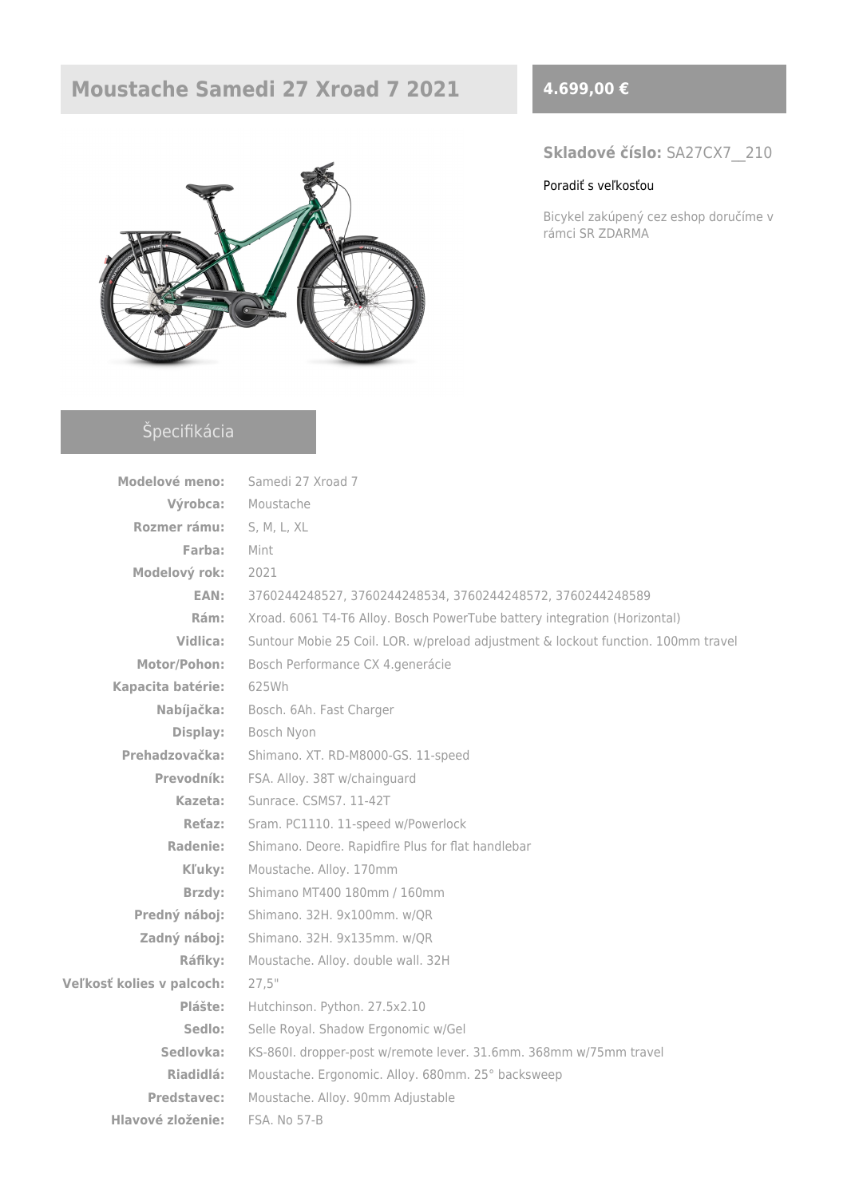# Moustache Samedi 27 Xroad 7 2021

**4.699,00 €**

**Skladové číslo:** SA27CX7__210

Poradiť s veľkosťou

Bicykel zakúpený cez eshop doručíme v rámci SR ZDARMA

## Špecifikácia

| | |
|---|---|
| **Modelové meno:** | Samedi 27 Xroad 7 |
| **Výrobca:** | Moustache |
| **Rozmer rámu:** | S, M, L, XL |
| **Farba:** | Mint |
| **Modelový rok:** | 2021 |
| **EAN:** | 3760244248527, 3760244248534, 3760244248572, 3760244248589 |
| **Rám:** | Xroad. 6061 T4-T6 Alloy. Bosch PowerTube battery integration (Horizontal) |
| **Vidlica:** | Suntour Mobie 25 Coil. LOR. w/preload adjustment & lockout function. 100mm travel |
| **Motor/Pohon:** | Bosch Performance CX 4.generácie |
| **Kapacita batérie:** | 625Wh |
| **Nabíjačka:** | Bosch. 6Ah. Fast Charger |
| **Display:** | Bosch Nyon |
| **Prehadzovačka:** | Shimano. XT. RD-M8000-GS. 11-speed |
| **Prevodník:** | FSA. Alloy. 38T w/chainguard |
| **Kazeta:** | Sunrace. CSMS7. 11-42T |
| **Reťaz:** | Sram. PC1110. 11-speed w/Powerlock |
| **Radenie:** | Shimano. Deore. Rapidfire Plus for flat handlebar |
| **Kľuky:** | Moustache. Alloy. 170mm |
| **Brzdy:** | Shimano MT400 180mm / 160mm |
| **Predný náboj:** | Shimano. 32H. 9x100mm. w/QR |
| **Zadný náboj:** | Shimano. 32H. 9x135mm. w/QR |
| **Ráfiky:** | Moustache. Alloy. double wall. 32H |
| **Veľkosť kolies v palcoch:** | 27,5" |
| **Plášte:** | Hutchinson. Python. 27.5x2.10 |
| **Sedlo:** | Selle Royal. Shadow Ergonomic w/Gel |
| **Sedlovka:** | KS-860I. dropper-post w/remote lever. 31.6mm. 368mm w/75mm travel |
| **Riadidlá:** | Moustache. Ergonomic. Alloy. 680mm. 25° backsweep |
| **Predstavec:** | Moustache. Alloy. 90mm Adjustable |
| **Hlavové zloženie:** | FSA. No 57-B |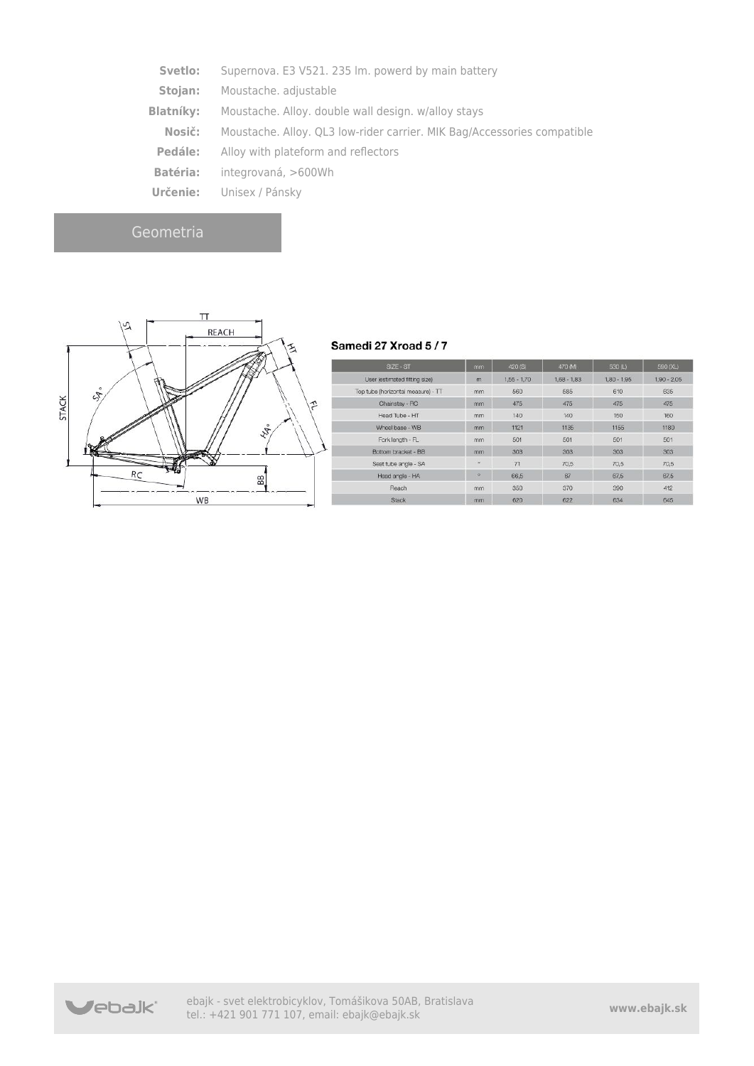**Svetlo:** Supernova. E3 V521. 235 lm. powerd by main battery

**Stojan:** Moustache. adjustable

**Blatníky:** Moustache. Alloy. double wall design. w/alloy stays

**Nosič:** Moustache. Alloy. QL3 low-rider carrier. MIK Bag/Accessories compatible

**Pedále:** Alloy with plateform and reflectors

**Batéria:** integrovaná, >600Wh

**Určenie:** Unisex / Pánsky

## Geometria

TT
REACH
ST
HT
STACK
SA°
FL
HA°
RC
BB
WB

### Samedi 27 Xroad 5 / 7

| SIZE - ST | mm | 420 (S) | 470 (M) | 530 (L) | 590 (XL) |
|---|---|---|---|---|---|
| User (estimated fitting size) | m | 1,55 - 1,70 | 1,68 - 1,83 | 1,80 - 1,95 | 1,90 - 2,05 |
| Top tube (horizontal measure) - TT | mm | 560 | 585 | 610 | 635 |
| Chainstay - RC | mm | 475 | 475 | 475 | 475 |
| Head Tube - HT | mm | 140 | 140 | 160 | 160 |
| Wheel base - WB | mm | 1121 | 1135 | 1155 | 1180 |
| Fork length - FL | mm | 501 | 501 | 501 | 501 |
| Bottom bracket - BB | mm | 303 | 303 | 303 | 303 |
| Seat tube angle - SA | ° | 71 | 70,5 | 70,5 | 70,5 |
| Head angle - HA | ° | 66,5 | 67 | 67,5 | 67,5 |
| Reach | mm | 350 | 370 | 390 | 412 |
| Stack | mm | 620 | 622 | 634 | 645 |